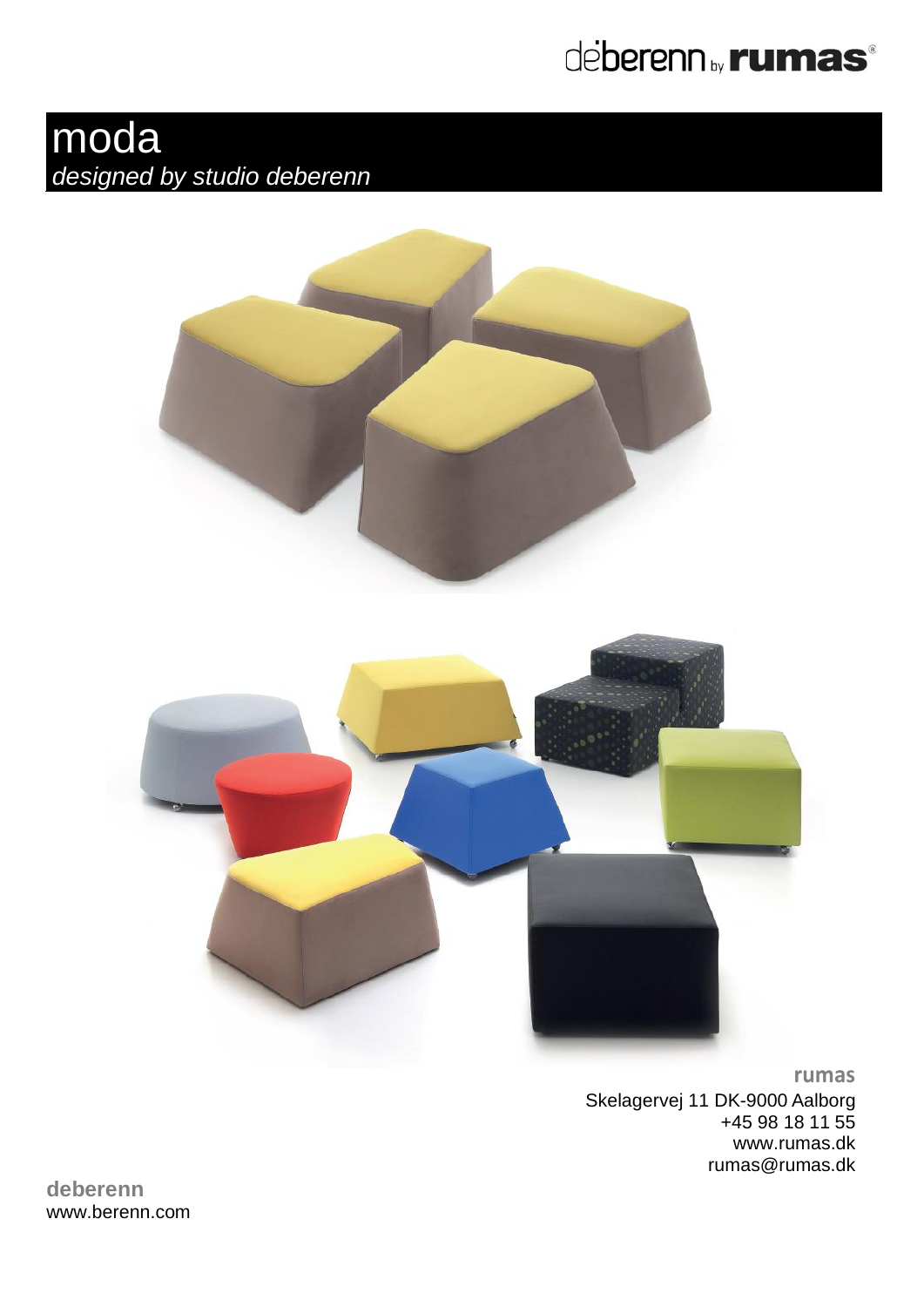deberenn by rumas

# moda

*designed by studio deberenn*

**rumas**

Skelagervej 11 DK-9000 Aalborg
+45 98 18 11 55
www.rumas.dk
rumas@rumas.dk

**deberenn**
www.berenn.com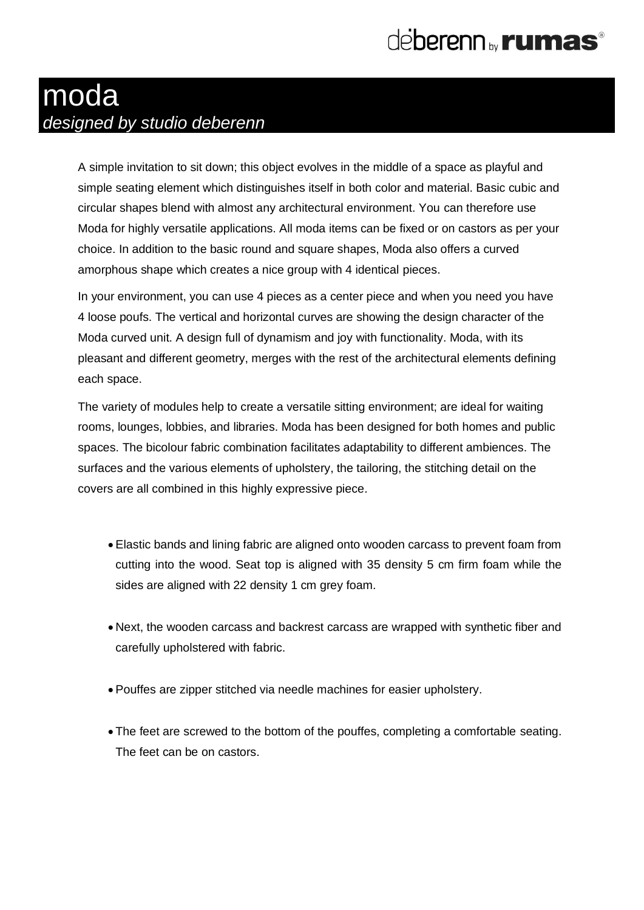# moda

*designed by studio deberenn*

A simple invitation to sit down; this object evolves in the middle of a space as playful and simple seating element which distinguishes itself in both color and material. Basic cubic and circular shapes blend with almost any architectural environment. You can therefore use Moda for highly versatile applications. All moda items can be fixed or on castors as per your choice. In addition to the basic round and square shapes, Moda also offers a curved amorphous shape which creates a nice group with 4 identical pieces.

In your environment, you can use 4 pieces as a center piece and when you need you have 4 loose poufs. The vertical and horizontal curves are showing the design character of the Moda curved unit. A design full of dynamism and joy with functionality. Moda, with its pleasant and different geometry, merges with the rest of the architectural elements defining each space.

The variety of modules help to create a versatile sitting environment; are ideal for waiting rooms, lounges, lobbies, and libraries. Moda has been designed for both homes and public spaces. The bicolour fabric combination facilitates adaptability to different ambiences. The surfaces and the various elements of upholstery, the tailoring, the stitching detail on the covers are all combined in this highly expressive piece.

- Elastic bands and lining fabric are aligned onto wooden carcass to prevent foam from cutting into the wood. Seat top is aligned with 35 density 5 cm firm foam while the sides are aligned with 22 density 1 cm grey foam.
- Next, the wooden carcass and backrest carcass are wrapped with synthetic fiber and carefully upholstered with fabric.
- Pouffes are zipper stitched via needle machines for easier upholstery.
- The feet are screwed to the bottom of the pouffes, completing a comfortable seating. The feet can be on castors.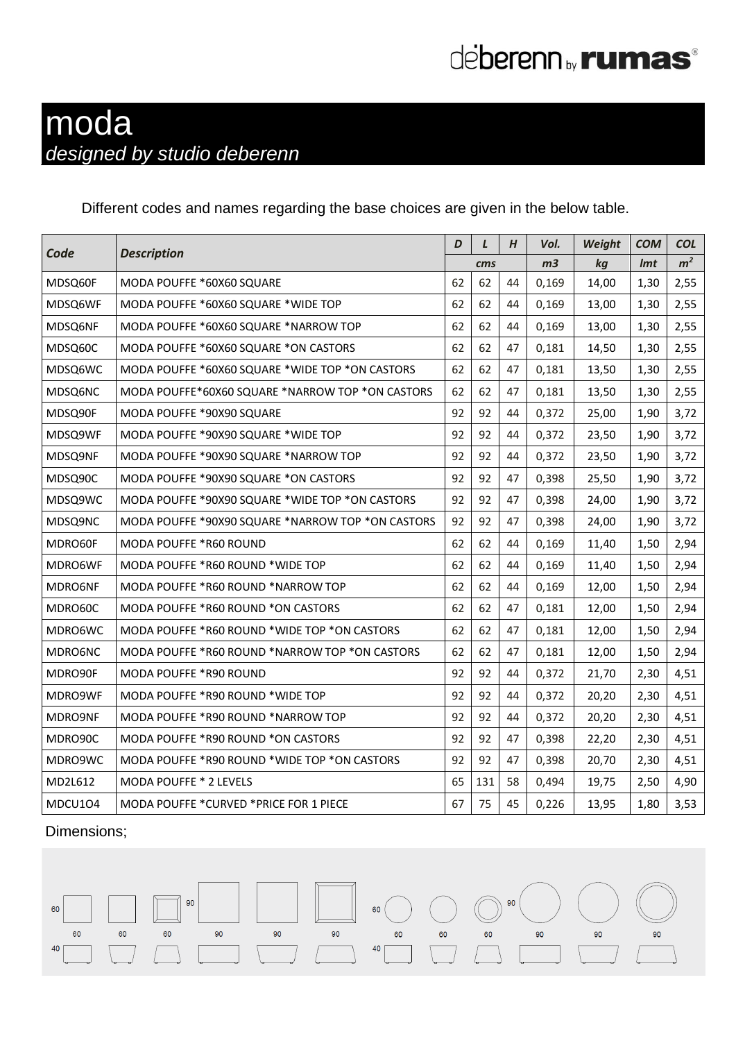# moda

*designed by studio deberenn*

Different codes and names regarding the base choices are given in the below table.

| *Code* | *Description* | *D* | *L* | *H* | *Vol.* | *Weight* | *COM* | *COL* |
|---|---|---|---|---|---|---|---|---|
| | | | *cms* | | *m3* | *kg* | *lmt* | *$m^2$* |
| MDSQ60F | MODA POUFFE *60X60 SQUARE | 62 | 62 | 44 | 0,169 | 14,00 | 1,30 | 2,55 |
| MDSQ6WF | MODA POUFFE *60X60 SQUARE *WIDE TOP | 62 | 62 | 44 | 0,169 | 13,00 | 1,30 | 2,55 |
| MDSQ6NF | MODA POUFFE *60X60 SQUARE *NARROW TOP | 62 | 62 | 44 | 0,169 | 13,00 | 1,30 | 2,55 |
| MDSQ60C | MODA POUFFE *60X60 SQUARE *ON CASTORS | 62 | 62 | 47 | 0,181 | 14,50 | 1,30 | 2,55 |
| MDSQ6WC | MODA POUFFE *60X60 SQUARE *WIDE TOP *ON CASTORS | 62 | 62 | 47 | 0,181 | 13,50 | 1,30 | 2,55 |
| MDSQ6NC | MODA POUFFE*60X60 SQUARE *NARROW TOP *ON CASTORS | 62 | 62 | 47 | 0,181 | 13,50 | 1,30 | 2,55 |
| MDSQ90F | MODA POUFFE *90X90 SQUARE | 92 | 92 | 44 | 0,372 | 25,00 | 1,90 | 3,72 |
| MDSQ9WF | MODA POUFFE *90X90 SQUARE *WIDE TOP | 92 | 92 | 44 | 0,372 | 23,50 | 1,90 | 3,72 |
| MDSQ9NF | MODA POUFFE *90X90 SQUARE *NARROW TOP | 92 | 92 | 44 | 0,372 | 23,50 | 1,90 | 3,72 |
| MDSQ90C | MODA POUFFE *90X90 SQUARE *ON CASTORS | 92 | 92 | 47 | 0,398 | 25,50 | 1,90 | 3,72 |
| MDSQ9WC | MODA POUFFE *90X90 SQUARE *WIDE TOP *ON CASTORS | 92 | 92 | 47 | 0,398 | 24,00 | 1,90 | 3,72 |
| MDSQ9NC | MODA POUFFE *90X90 SQUARE *NARROW TOP *ON CASTORS | 92 | 92 | 47 | 0,398 | 24,00 | 1,90 | 3,72 |
| MDRO60F | MODA POUFFE *R60 ROUND | 62 | 62 | 44 | 0,169 | 11,40 | 1,50 | 2,94 |
| MDRO6WF | MODA POUFFE *R60 ROUND *WIDE TOP | 62 | 62 | 44 | 0,169 | 11,40 | 1,50 | 2,94 |
| MDRO6NF | MODA POUFFE *R60 ROUND *NARROW TOP | 62 | 62 | 44 | 0,169 | 12,00 | 1,50 | 2,94 |
| MDRO60C | MODA POUFFE *R60 ROUND *ON CASTORS | 62 | 62 | 47 | 0,181 | 12,00 | 1,50 | 2,94 |
| MDRO6WC | MODA POUFFE *R60 ROUND *WIDE TOP *ON CASTORS | 62 | 62 | 47 | 0,181 | 12,00 | 1,50 | 2,94 |
| MDRO6NC | MODA POUFFE *R60 ROUND *NARROW TOP *ON CASTORS | 62 | 62 | 47 | 0,181 | 12,00 | 1,50 | 2,94 |
| MDRO90F | MODA POUFFE *R90 ROUND | 92 | 92 | 44 | 0,372 | 21,70 | 2,30 | 4,51 |
| MDRO9WF | MODA POUFFE *R90 ROUND *WIDE TOP | 92 | 92 | 44 | 0,372 | 20,20 | 2,30 | 4,51 |
| MDRO9NF | MODA POUFFE *R90 ROUND *NARROW TOP | 92 | 92 | 44 | 0,372 | 20,20 | 2,30 | 4,51 |
| MDRO90C | MODA POUFFE *R90 ROUND *ON CASTORS | 92 | 92 | 47 | 0,398 | 22,20 | 2,30 | 4,51 |
| MDRO9WC | MODA POUFFE *R90 ROUND *WIDE TOP *ON CASTORS | 92 | 92 | 47 | 0,398 | 20,70 | 2,30 | 4,51 |
| MD2L612 | MODA POUFFE * 2 LEVELS | 65 | 131 | 58 | 0,494 | 19,75 | 2,50 | 4,90 |
| MDCU1O4 | MODA POUFFE *CURVED *PRICE FOR 1 PIECE | 67 | 75 | 45 | 0,226 | 13,95 | 1,80 | 3,53 |

Dimensions;

60 60 60 60 90 90 90 90 60 60 60 60 90 90 90 90 40 40